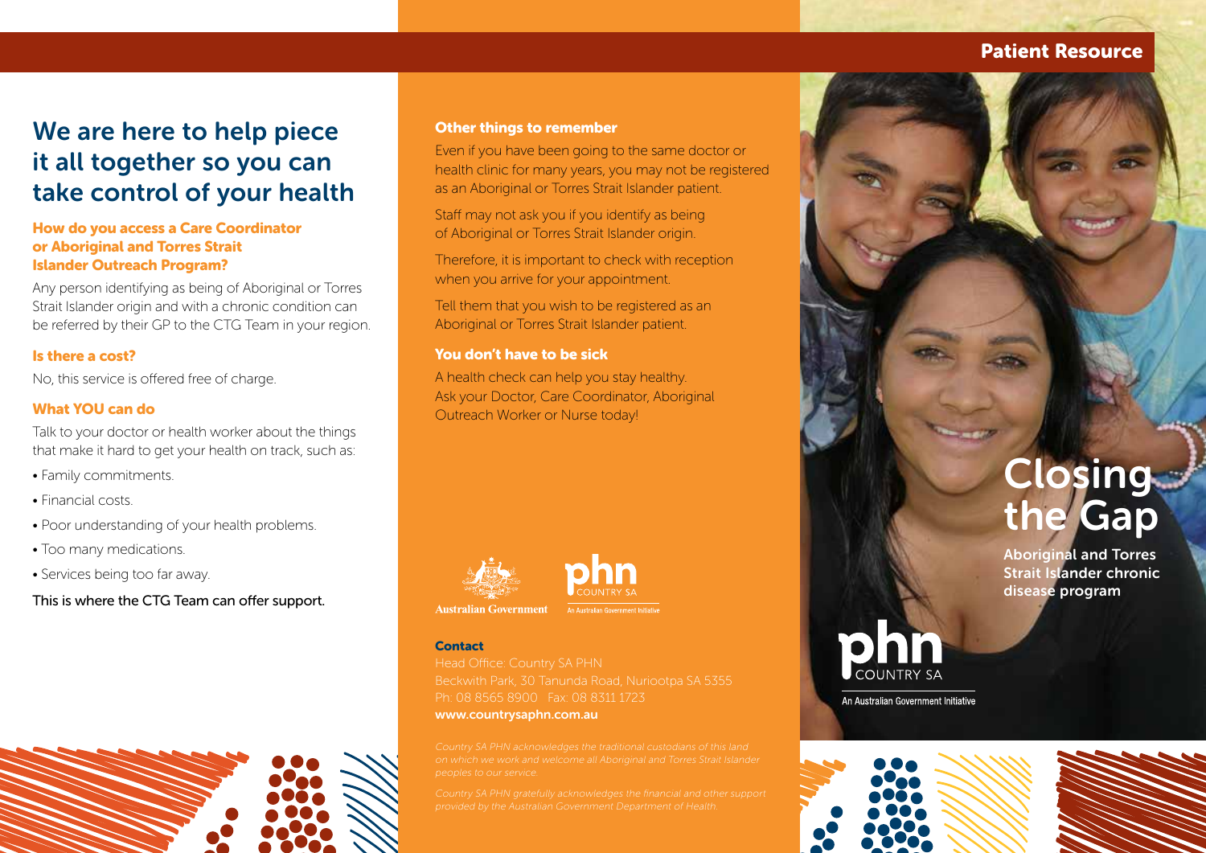Patient Resource

# We are here to help piece it all together so you can take control of your health

### How do you access a Care Coordinator or Aboriginal and Torres Strait Islander Outreach Program?

Any person identifying as being of Aboriginal or Torres Strait Islander origin and with a chronic condition can be referred by their GP to the CTG Team in your region.

### Is there a cost?

No, this service is offered free of charge.

### What YOU can do

Talk to your doctor or health worker about the things that make it hard to get your health on track, such as:

- Family commitments.
- Financial costs.
- Poor understanding of your health problems.
- Too many medications.
- Services being too far away.

This is where the CTG Team can offer support.

### Other things to remember

Even if you have been going to the same doctor or health clinic for many years, you may not be registered as an Aboriginal or Torres Strait Islander patient.

Staff may not ask you if you identify as being of Aboriginal or Torres Strait Islander origin.

Therefore, it is important to check with reception when you arrive for your appointment.

Tell them that you wish to be registered as an Aboriginal or Torres Strait Islander patient.

### You don't have to be sick

A health check can help you stay healthy. Ask your Doctor, Care Coordinator, Aboriginal Outreach Worker or Nurse today!

Australian Government

phn COUNTRY SA An Australian Government Initiative

### Contact

Head Office: Country SA PHN
Beckwith Park, 30 Tanunda Road, Nuriootpa SA 5355
Ph: 08 8565 8900 Fax: 08 8311 1723
**www.countrysaphn.com.au**

*Country SA PHN acknowledges the traditional custodians of this land on which we work and welcome all Aboriginal and Torres Strait Islander peoples to our service.*

*Country SA PHN gratefully acknowledges the financial and other support provided by the Australian Government Department of Health.*

# Closing the Gap

Aboriginal and Torres Strait Islander chronic disease program

phn COUNTRY SA

An Australian Government Initiative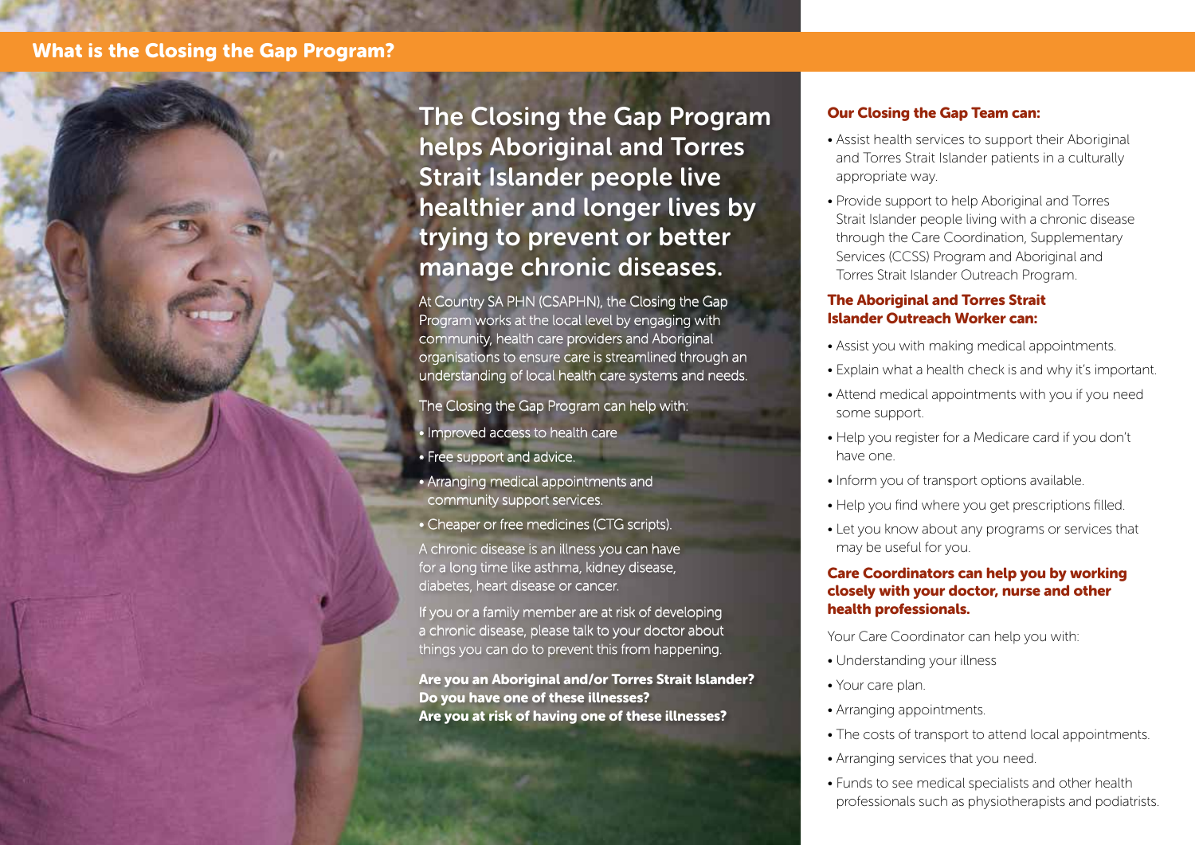# What is the Closing the Gap Program?

## The Closing the Gap Program helps Aboriginal and Torres Strait Islander people live healthier and longer lives by trying to prevent or better manage chronic diseases.

At Country SA PHN (CSAPHN), the Closing the Gap Program works at the local level by engaging with community, health care providers and Aboriginal organisations to ensure care is streamlined through an understanding of local health care systems and needs.

The Closing the Gap Program can help with:

- Improved access to health care
- Free support and advice.
- Arranging medical appointments and community support services.
- Cheaper or free medicines (CTG scripts).

A chronic disease is an illness you can have for a long time like asthma, kidney disease, diabetes, heart disease or cancer.

If you or a family member are at risk of developing a chronic disease, please talk to your doctor about things you can do to prevent this from happening.

**Are you an Aboriginal and/or Torres Strait Islander?**
**Do you have one of these illnesses?**
**Are you at risk of having one of these illnesses?**

### Our Closing the Gap Team can:

- Assist health services to support their Aboriginal and Torres Strait Islander patients in a culturally appropriate way.
- Provide support to help Aboriginal and Torres Strait Islander people living with a chronic disease through the Care Coordination, Supplementary Services (CCSS) Program and Aboriginal and Torres Strait Islander Outreach Program.

### The Aboriginal and Torres Strait Islander Outreach Worker can:

- Assist you with making medical appointments.
- Explain what a health check is and why it's important.
- Attend medical appointments with you if you need some support.
- Help you register for a Medicare card if you don't have one.
- Inform you of transport options available.
- Help you find where you get prescriptions filled.
- Let you know about any programs or services that may be useful for you.

### Care Coordinators can help you by working closely with your doctor, nurse and other health professionals.

Your Care Coordinator can help you with:

- Understanding your illness
- Your care plan.
- Arranging appointments.
- The costs of transport to attend local appointments.
- Arranging services that you need.
- Funds to see medical specialists and other health professionals such as physiotherapists and podiatrists.